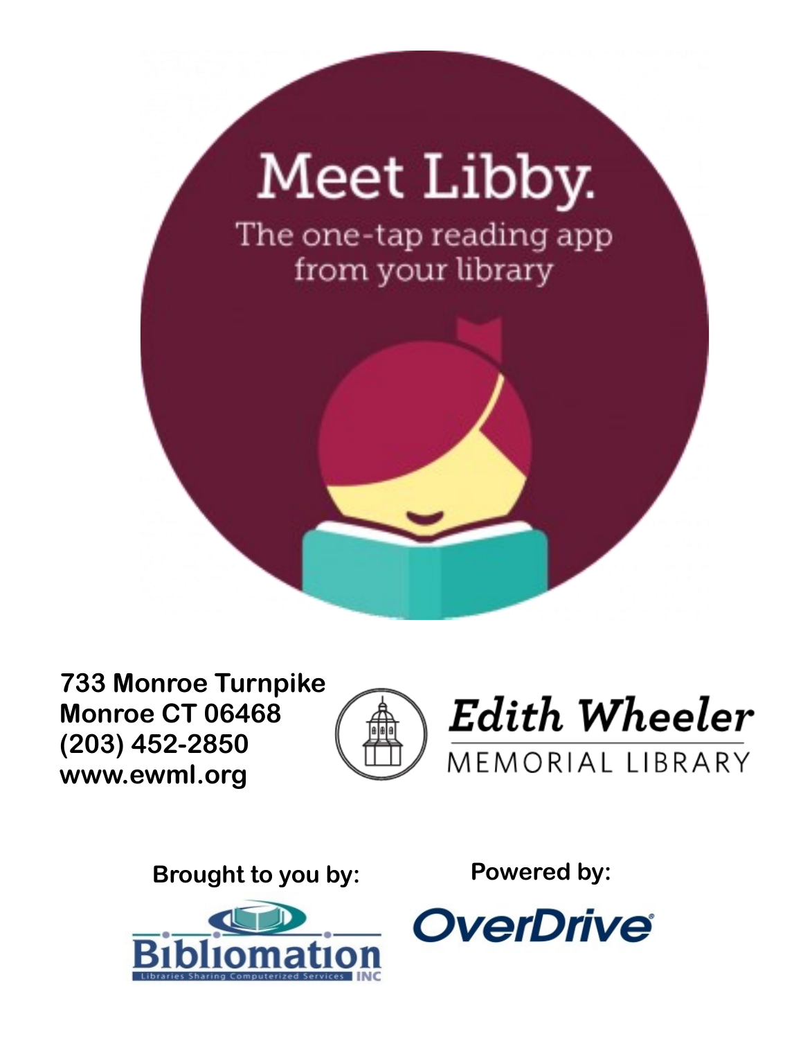# Meet Libby.

The one-tap reading app from your library

**733 Monroe Turnpike**
**Monroe CT 06468**
**(203) 452-2850**
**www.ewml.org**

Edith Wheeler
MEMORIAL LIBRARY

**Brought to you by:**

Bibliomation
Libraries Sharing Computerized Services INC

**Powered by:**

OverDrive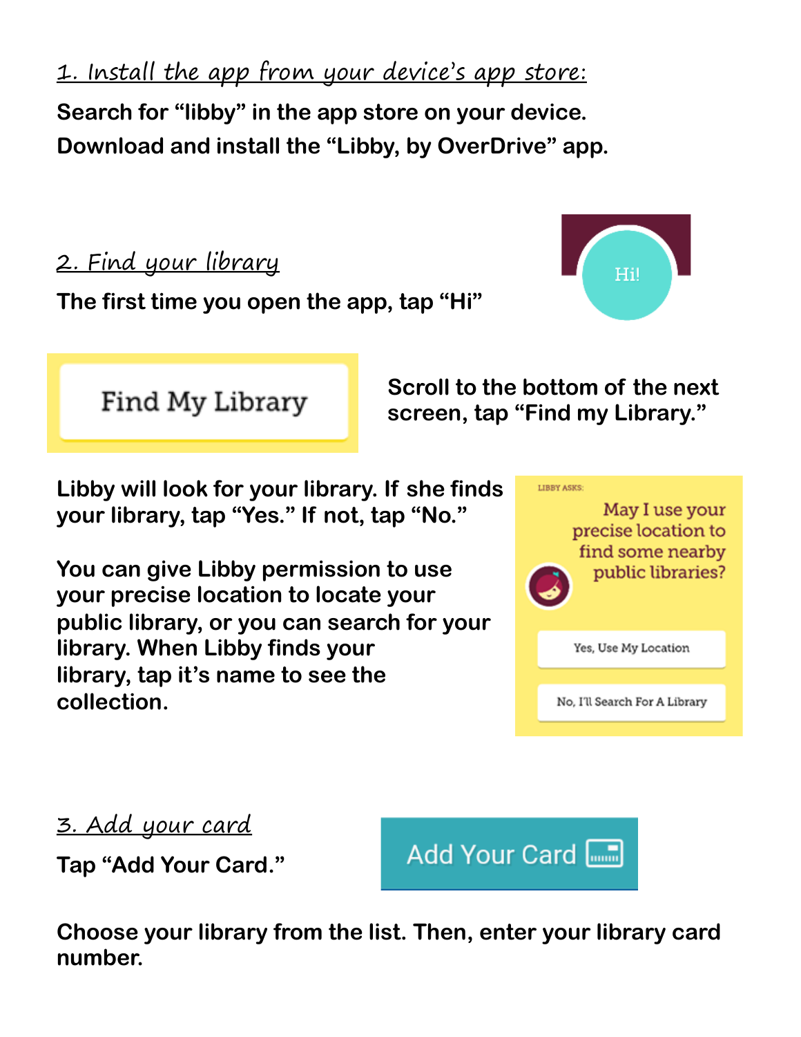## 1. Install the app from your device's app store:

**Search for "libby" in the app store on your device.**
**Download and install the "Libby, by OverDrive" app.**

## 2. Find your library

**The first time you open the app, tap "Hi"**

Hi!

Find My Library

**Scroll to the bottom of the next screen, tap "Find my Library."**

**Libby will look for your library. If she finds your library, tap "Yes." If not, tap "No."**

**You can give Libby permission to use your precise location to locate your public library, or you can search for your library. When Libby finds your library, tap it's name to see the collection.**

LIBBY ASKS:

May I use your precise location to find some nearby public libraries?

Yes, Use My Location

No, I'll Search For A Library

## 3. Add your card

**Tap "Add Your Card."**

Add Your Card

**Choose your library from the list. Then, enter your library card number.**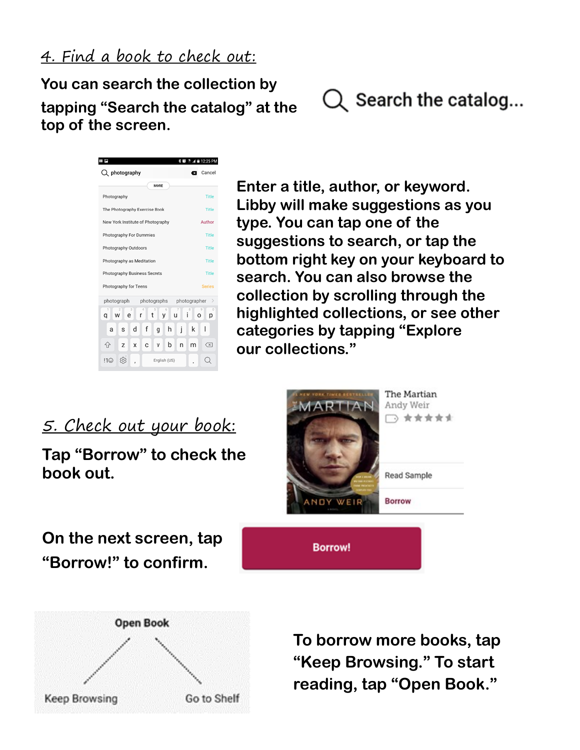## 4. Find a book to check out:

You can search the collection by tapping "Search the catalog" at the top of the screen.

Enter a title, author, or keyword. Libby will make suggestions as you type. You can tap one of the suggestions to search, or tap the bottom right key on your keyboard to search. You can also browse the collection by scrolling through the highlighted collections, or see other categories by tapping "Explore our collections."

## 5. Check out your book:

Tap "Borrow" to check the book out.

On the next screen, tap "Borrow!" to confirm.

To borrow more books, tap "Keep Browsing." To start reading, tap "Open Book."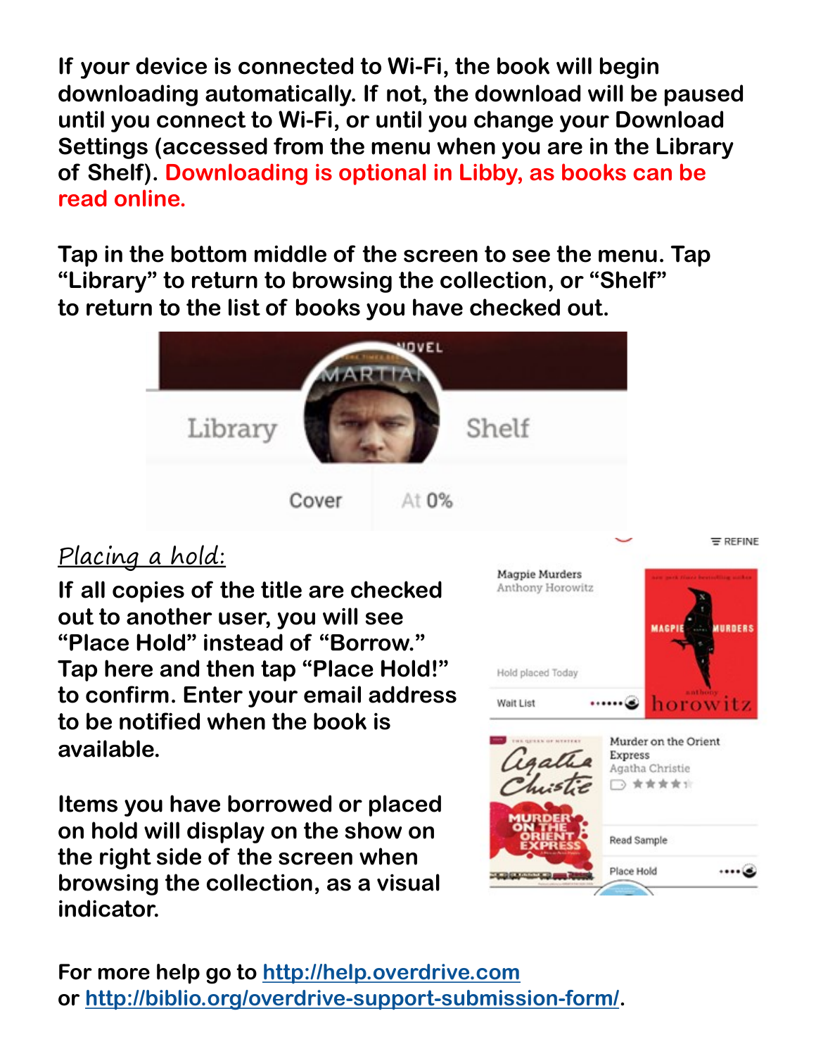**If your device is connected to Wi-Fi, the book will begin downloading automatically. If not, the download will be paused until you connect to Wi-Fi, or until you change your Download Settings (accessed from the menu when you are in the Library of Shelf). Downloading is optional in Libby, as books can be read online.**

**Tap in the bottom middle of the screen to see the menu. Tap “Library” to return to browsing the collection, or “Shelf” to return to the list of books you have checked out.**

## *Placing a hold:*

**If all copies of the title are checked out to another user, you will see “Place Hold” instead of “Borrow.” Tap here and then tap “Place Hold!” to confirm. Enter your email address to be notified when the book is available.**

**Items you have borrowed or placed on hold will display on the show on the right side of the screen when browsing the collection, as a visual indicator.**

**For more help go to [http://help.overdrive.com](http://help.overdrive.com) or [http://biblio.org/overdrive-support-submission-form/](http://biblio.org/overdrive-support-submission-form/).**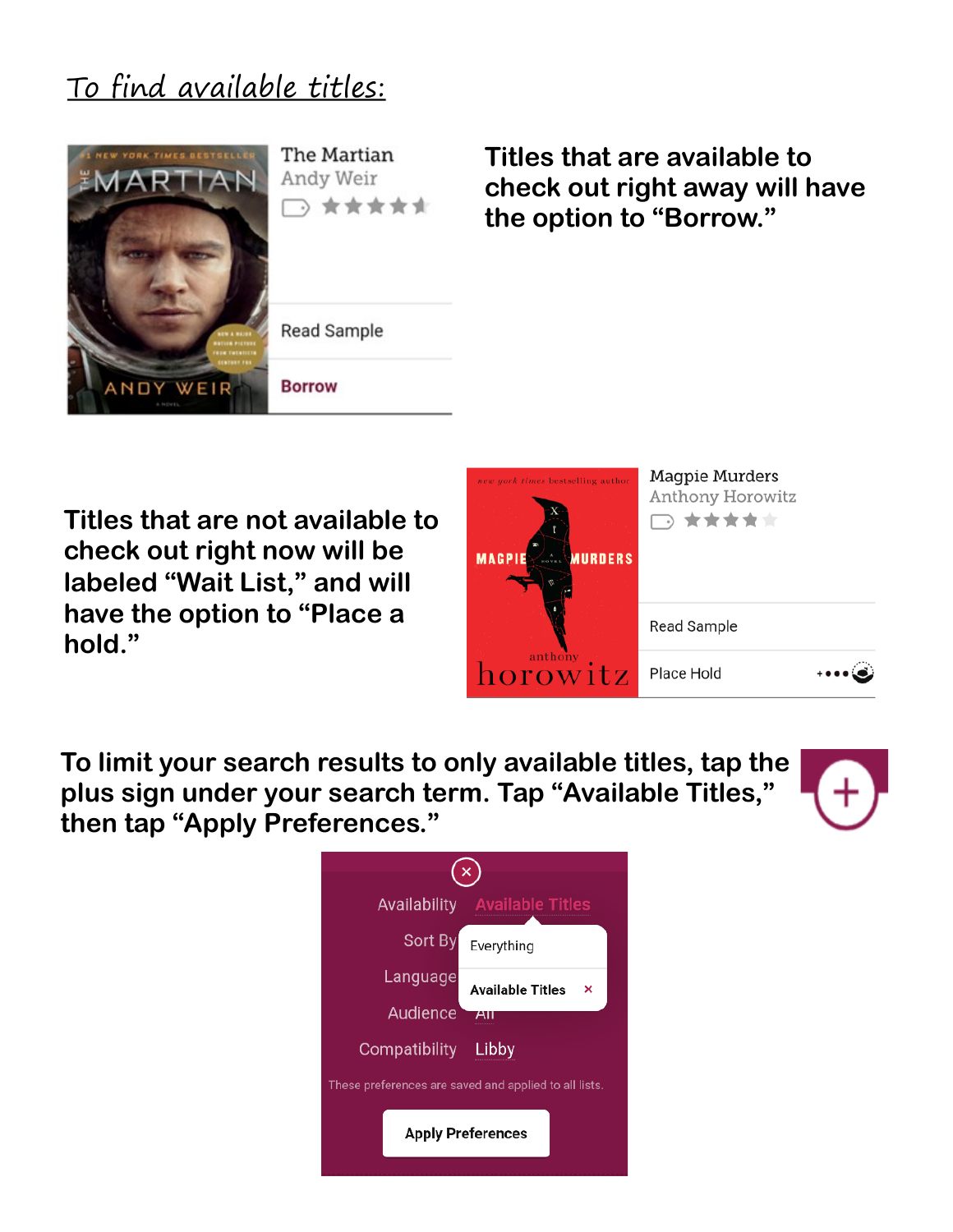## To find available titles:

The Martian
Andy Weir

Read Sample

Borrow

Titles that are available to check out right away will have the option to "Borrow."

Titles that are not available to check out right now will be labeled "Wait List," and will have the option to "Place a hold."

Magpie Murders
Anthony Horowitz

Read Sample

Place Hold

To limit your search results to only available titles, tap the plus sign under your search term. Tap "Available Titles," then tap "Apply Preferences."

Availability Available Titles

Sort By Everything

Language Available Titles

Audience All

Compatibility Libby

These preferences are saved and applied to all lists.

Apply Preferences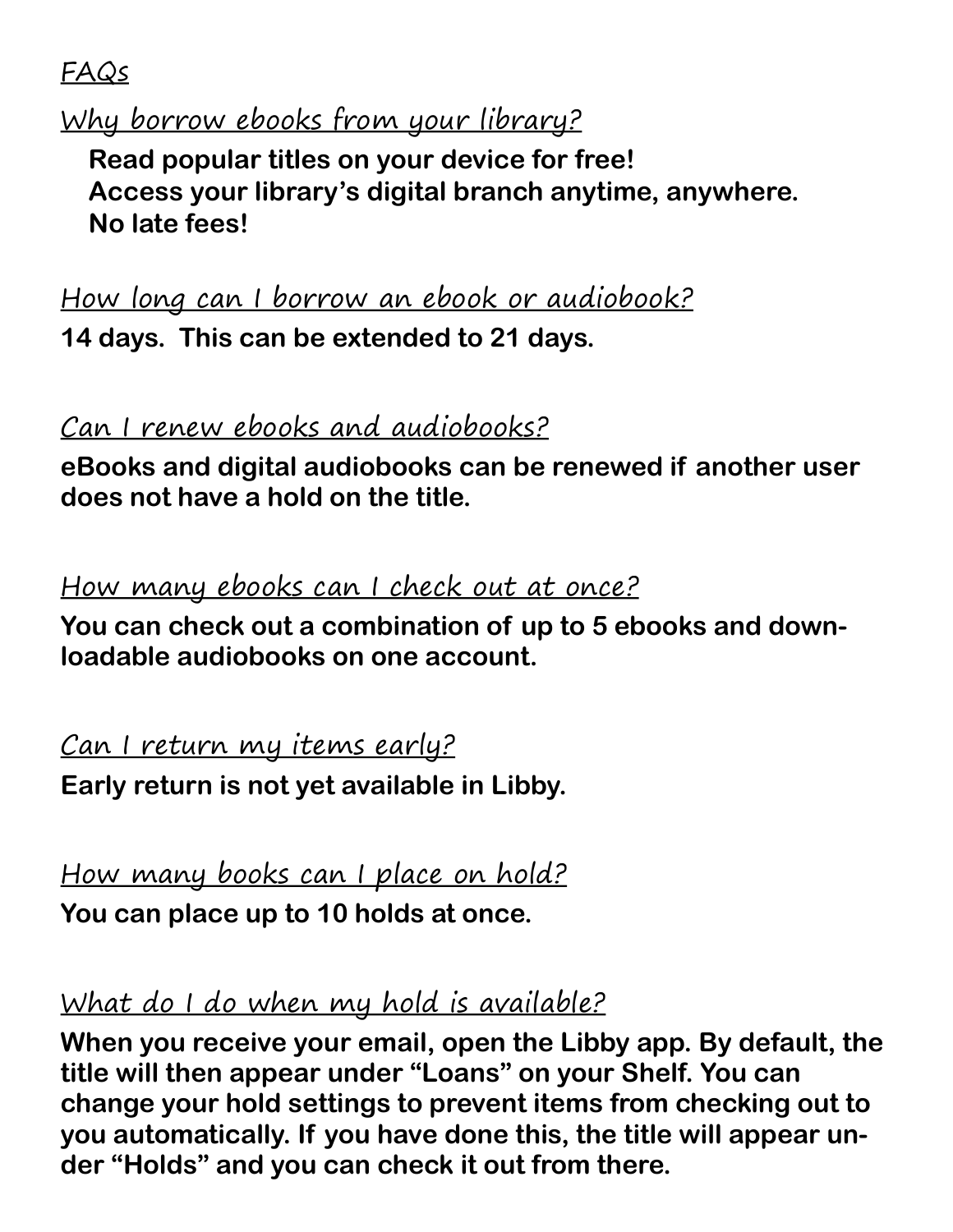## FAQs

### Why borrow ebooks from your library?

**Read popular titles on your device for free!**
**Access your library's digital branch anytime, anywhere.**
**No late fees!**

### How long can I borrow an ebook or audiobook?

**14 days. This can be extended to 21 days.**

### Can I renew ebooks and audiobooks?

**eBooks and digital audiobooks can be renewed if another user does not have a hold on the title.**

### How many ebooks can I check out at once?

**You can check out a combination of up to 5 ebooks and downloadable audiobooks on one account.**

### Can I return my items early?

**Early return is not yet available in Libby.**

### How many books can I place on hold?

**You can place up to 10 holds at once.**

### What do I do when my hold is available?

**When you receive your email, open the Libby app. By default, the title will then appear under "Loans" on your Shelf. You can change your hold settings to prevent items from checking out to you automatically. If you have done this, the title will appear under "Holds" and you can check it out from there.**